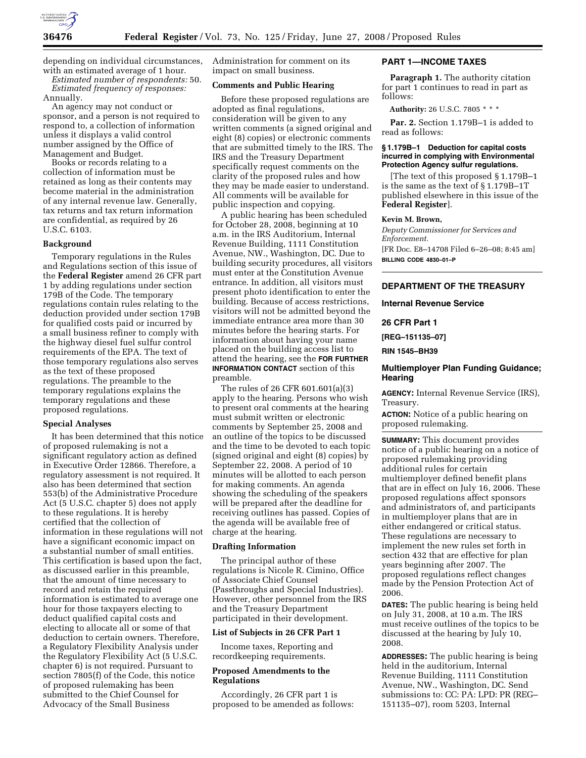depending on individual circumstances, with an estimated average of 1 hour.

*Estimated number of respondents:* 50.

*Estimated frequency of responses:* Annually.

An agency may not conduct or sponsor, and a person is not required to respond to, a collection of information unless it displays a valid control number assigned by the Office of Management and Budget.

Books or records relating to a collection of information must be retained as long as their contents may become material in the administration of any internal revenue law. Generally, tax returns and tax return information are confidential, as required by 26 U.S.C. 6103.

## Background

Temporary regulations in the Rules and Regulations section of this issue of the **Federal Register** amend 26 CFR part 1 by adding regulations under section 179B of the Code. The temporary regulations contain rules relating to the deduction provided under section 179B for qualified costs paid or incurred by a small business refiner to comply with the highway diesel fuel sulfur control requirements of the EPA. The text of those temporary regulations also serves as the text of these proposed regulations. The preamble to the temporary regulations explains the temporary regulations and these proposed regulations.

## Special Analyses

It has been determined that this notice of proposed rulemaking is not a significant regulatory action as defined in Executive Order 12866. Therefore, a regulatory assessment is not required. It also has been determined that section 553(b) of the Administrative Procedure Act (5 U.S.C. chapter 5) does not apply to these regulations. It is hereby certified that the collection of information in these regulations will not have a significant economic impact on a substantial number of small entities. This certification is based upon the fact, as discussed earlier in this preamble, that the amount of time necessary to record and retain the required information is estimated to average one hour for those taxpayers electing to deduct qualified capital costs and electing to allocate all or some of that deduction to certain owners. Therefore, a Regulatory Flexibility Analysis under the Regulatory Flexibility Act (5 U.S.C. chapter 6) is not required. Pursuant to section 7805(f) of the Code, this notice of proposed rulemaking has been submitted to the Chief Counsel for Advocacy of the Small Business Administration for comment on its impact on small business.

## Comments and Public Hearing

Before these proposed regulations are adopted as final regulations, consideration will be given to any written comments (a signed original and eight (8) copies) or electronic comments that are submitted timely to the IRS. The IRS and the Treasury Department specifically request comments on the clarity of the proposed rules and how they may be made easier to understand. All comments will be available for public inspection and copying.

A public hearing has been scheduled for October 28, 2008, beginning at 10 a.m. in the IRS Auditorium, Internal Revenue Building, 1111 Constitution Avenue, NW., Washington, DC. Due to building security procedures, all visitors must enter at the Constitution Avenue entrance. In addition, all visitors must present photo identification to enter the building. Because of access restrictions, visitors will not be admitted beyond the immediate entrance area more than 30 minutes before the hearing starts. For information about having your name placed on the building access list to attend the hearing, see the **FOR FURTHER INFORMATION CONTACT** section of this preamble.

The rules of 26 CFR 601.601(a)(3) apply to the hearing. Persons who wish to present oral comments at the hearing must submit written or electronic comments by September 25, 2008 and an outline of the topics to be discussed and the time to be devoted to each topic (signed original and eight (8) copies) by September 22, 2008. A period of 10 minutes will be allotted to each person for making comments. An agenda showing the scheduling of the speakers will be prepared after the deadline for receiving outlines has passed. Copies of the agenda will be available free of charge at the hearing.

## Drafting Information

The principal author of these regulations is Nicole R. Cimino, Office of Associate Chief Counsel (Passthroughs and Special Industries). However, other personnel from the IRS and the Treasury Department participated in their development.

## List of Subjects in 26 CFR Part 1

Income taxes, Reporting and recordkeeping requirements.

## Proposed Amendments to the Regulations

Accordingly, 26 CFR part 1 is proposed to be amended as follows:

## PART 1—INCOME TAXES

**Paragraph 1.** The authority citation for part 1 continues to read in part as follows:

**Authority:** 26 U.S.C. 7805 * * *

**Par. 2.** Section 1.179B–1 is added to read as follows:

### § 1.179B–1 Deduction for capital costs incurred in complying with Environmental Protection Agency sulfur regulations.

[The text of this proposed § 1.179B–1 is the same as the text of § 1.179B–1T published elsewhere in this issue of the **Federal Register**].

**Kevin M. Brown,**

*Deputy Commissioner for Services and Enforcement.*

[FR Doc. E8–14708 Filed 6–26–08; 8:45 am]

**BILLING CODE 4830–01–P**

---

## DEPARTMENT OF THE TREASURY

## Internal Revenue Service

## 26 CFR Part 1

**[REG–151135–07]**

**RIN 1545–BH39**

# Multiemployer Plan Funding Guidance; Hearing

**AGENCY:** Internal Revenue Service (IRS), Treasury.

**ACTION:** Notice of a public hearing on proposed rulemaking.

**SUMMARY:** This document provides notice of a public hearing on a notice of proposed rulemaking providing additional rules for certain multiemployer defined benefit plans that are in effect on July 16, 2006. These proposed regulations affect sponsors and administrators of, and participants in multiemployer plans that are in either endangered or critical status. These regulations are necessary to implement the new rules set forth in section 432 that are effective for plan years beginning after 2007. The proposed regulations reflect changes made by the Pension Protection Act of 2006.

**DATES:** The public hearing is being held on July 31, 2008, at 10 a.m. The IRS must receive outlines of the topics to be discussed at the hearing by July 10, 2008.

**ADDRESSES:** The public hearing is being held in the auditorium, Internal Revenue Building, 1111 Constitution Avenue, NW., Washington, DC. Send submissions to: CC: PA: LPD: PR (REG–151135–07), room 5203, Internal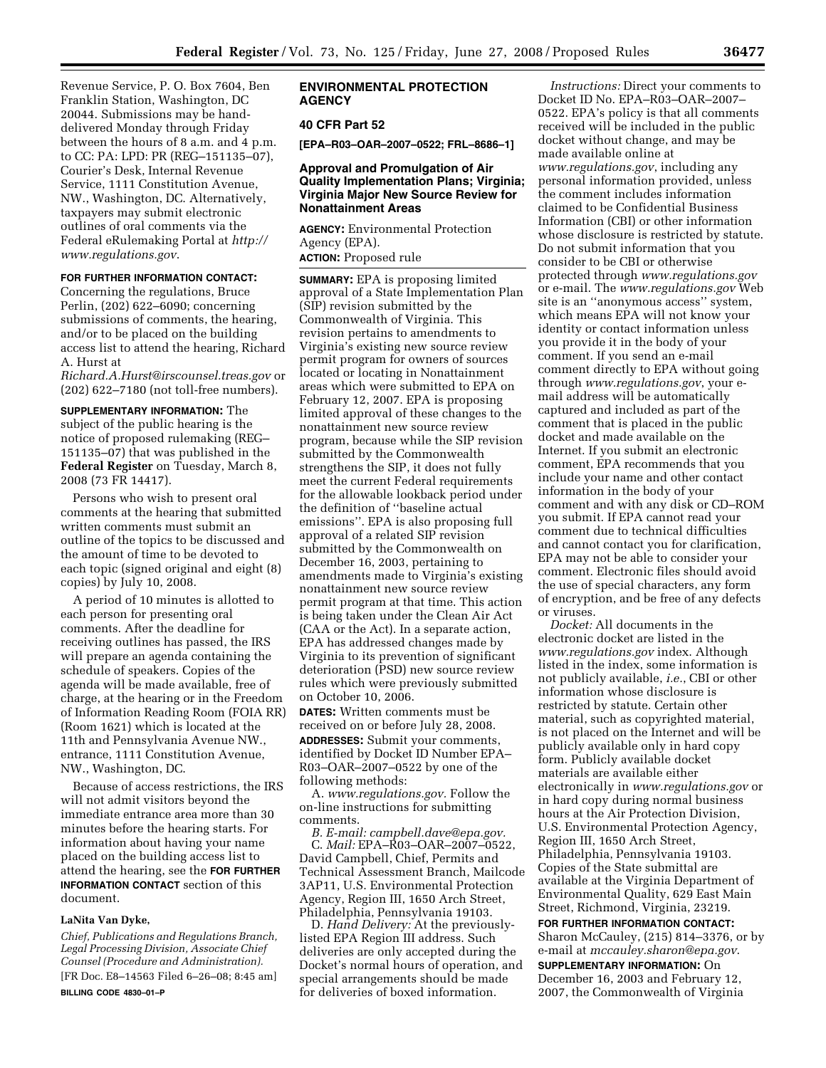Revenue Service, P. O. Box 7604, Ben Franklin Station, Washington, DC 20044. Submissions may be hand-delivered Monday through Friday between the hours of 8 a.m. and 4 p.m. to CC: PA: LPD: PR (REG–151135–07), Courier's Desk, Internal Revenue Service, 1111 Constitution Avenue, NW., Washington, DC. Alternatively, taxpayers may submit electronic outlines of oral comments via the Federal eRulemaking Portal at *http://www.regulations.gov*.

**FOR FURTHER INFORMATION CONTACT:** Concerning the regulations, Bruce Perlin, (202) 622–6090; concerning submissions of comments, the hearing, and/or to be placed on the building access list to attend the hearing, Richard A. Hurst at *Richard.A.Hurst@irscounsel.treas.gov* or (202) 622–7180 (not toll-free numbers).

**SUPPLEMENTARY INFORMATION:** The subject of the public hearing is the notice of proposed rulemaking (REG–151135–07) that was published in the **Federal Register** on Tuesday, March 8, 2008 (73 FR 14417).

Persons who wish to present oral comments at the hearing that submitted written comments must submit an outline of the topics to be discussed and the amount of time to be devoted to each topic (signed original and eight (8) copies) by July 10, 2008.

A period of 10 minutes is allotted to each person for presenting oral comments. After the deadline for receiving outlines has passed, the IRS will prepare an agenda containing the schedule of speakers. Copies of the agenda will be made available, free of charge, at the hearing or in the Freedom of Information Reading Room (FOIA RR) (Room 1621) which is located at the 11th and Pennsylvania Avenue NW., entrance, 1111 Constitution Avenue, NW., Washington, DC.

Because of access restrictions, the IRS will not admit visitors beyond the immediate entrance area more than 30 minutes before the hearing starts. For information about having your name placed on the building access list to attend the hearing, see the **FOR FURTHER INFORMATION CONTACT** section of this document.

**LaNita Van Dyke,**

*Chief, Publications and Regulations Branch, Legal Processing Division, Associate Chief Counsel (Procedure and Administration).*

[FR Doc. E8–14563 Filed 6–26–08; 8:45 am]

**BILLING CODE 4830–01–P**

## ENVIRONMENTAL PROTECTION AGENCY

### 40 CFR Part 52

**[EPA–R03–OAR–2007–0522; FRL–8686–1]**

### Approval and Promulgation of Air Quality Implementation Plans; Virginia; Virginia Major New Source Review for Nonattainment Areas

**AGENCY:** Environmental Protection Agency (EPA).

**ACTION:** Proposed rule

**SUMMARY:** EPA is proposing limited approval of a State Implementation Plan (SIP) revision submitted by the Commonwealth of Virginia. This revision pertains to amendments to Virginia's existing new source review permit program for owners of sources located or locating in Nonattainment areas which were submitted to EPA on February 12, 2007. EPA is proposing limited approval of these changes to the nonattainment new source review program, because while the SIP revision submitted by the Commonwealth strengthens the SIP, it does not fully meet the current Federal requirements for the allowable lookback period under the definition of ''baseline actual emissions''. EPA is also proposing full approval of a related SIP revision submitted by the Commonwealth on December 16, 2003, pertaining to amendments made to Virginia's existing nonattainment new source review permit program at that time. This action is being taken under the Clean Air Act (CAA or the Act). In a separate action, EPA has addressed changes made by Virginia to its prevention of significant deterioration (PSD) new source review rules which were previously submitted on October 10, 2006.

**DATES:** Written comments must be received on or before July 28, 2008.

**ADDRESSES:** Submit your comments, identified by Docket ID Number EPA–R03–OAR–2007–0522 by one of the following methods:

A. *www.regulations.gov*. Follow the on-line instructions for submitting comments.

*B. E-mail: campbell.dave@epa.gov.*

C. *Mail:* EPA–R03–OAR–2007–0522, David Campbell, Chief, Permits and Technical Assessment Branch, Mailcode 3AP11, U.S. Environmental Protection Agency, Region III, 1650 Arch Street, Philadelphia, Pennsylvania 19103.

D. *Hand Delivery:* At the previously-listed EPA Region III address. Such deliveries are only accepted during the Docket's normal hours of operation, and special arrangements should be made for deliveries of boxed information.

*Instructions:* Direct your comments to Docket ID No. EPA–R03–OAR–2007–0522. EPA's policy is that all comments received will be included in the public docket without change, and may be made available online at *www.regulations.gov*, including any personal information provided, unless the comment includes information claimed to be Confidential Business Information (CBI) or other information whose disclosure is restricted by statute. Do not submit information that you consider to be CBI or otherwise protected through *www.regulations.gov* or e-mail. The *www.regulations.gov* Web site is an ''anonymous access'' system, which means EPA will not know your identity or contact information unless you provide it in the body of your comment. If you send an e-mail comment directly to EPA without going through *www.regulations.gov*, your e-mail address will be automatically captured and included as part of the comment that is placed in the public docket and made available on the Internet. If you submit an electronic comment, EPA recommends that you include your name and other contact information in the body of your comment and with any disk or CD–ROM you submit. If EPA cannot read your comment due to technical difficulties and cannot contact you for clarification, EPA may not be able to consider your comment. Electronic files should avoid the use of special characters, any form of encryption, and be free of any defects or viruses.

*Docket:* All documents in the electronic docket are listed in the *www.regulations.gov* index. Although listed in the index, some information is not publicly available, *i.e.*, CBI or other information whose disclosure is restricted by statute. Certain other material, such as copyrighted material, is not placed on the Internet and will be publicly available only in hard copy form. Publicly available docket materials are available either electronically in *www.regulations.gov* or in hard copy during normal business hours at the Air Protection Division, U.S. Environmental Protection Agency, Region III, 1650 Arch Street, Philadelphia, Pennsylvania 19103. Copies of the State submittal are available at the Virginia Department of Environmental Quality, 629 East Main Street, Richmond, Virginia, 23219.

**FOR FURTHER INFORMATION CONTACT:** Sharon McCauley, (215) 814–3376, or by e-mail at *mccauley.sharon@epa.gov*.

**SUPPLEMENTARY INFORMATION:** On December 16, 2003 and February 12, 2007, the Commonwealth of Virginia